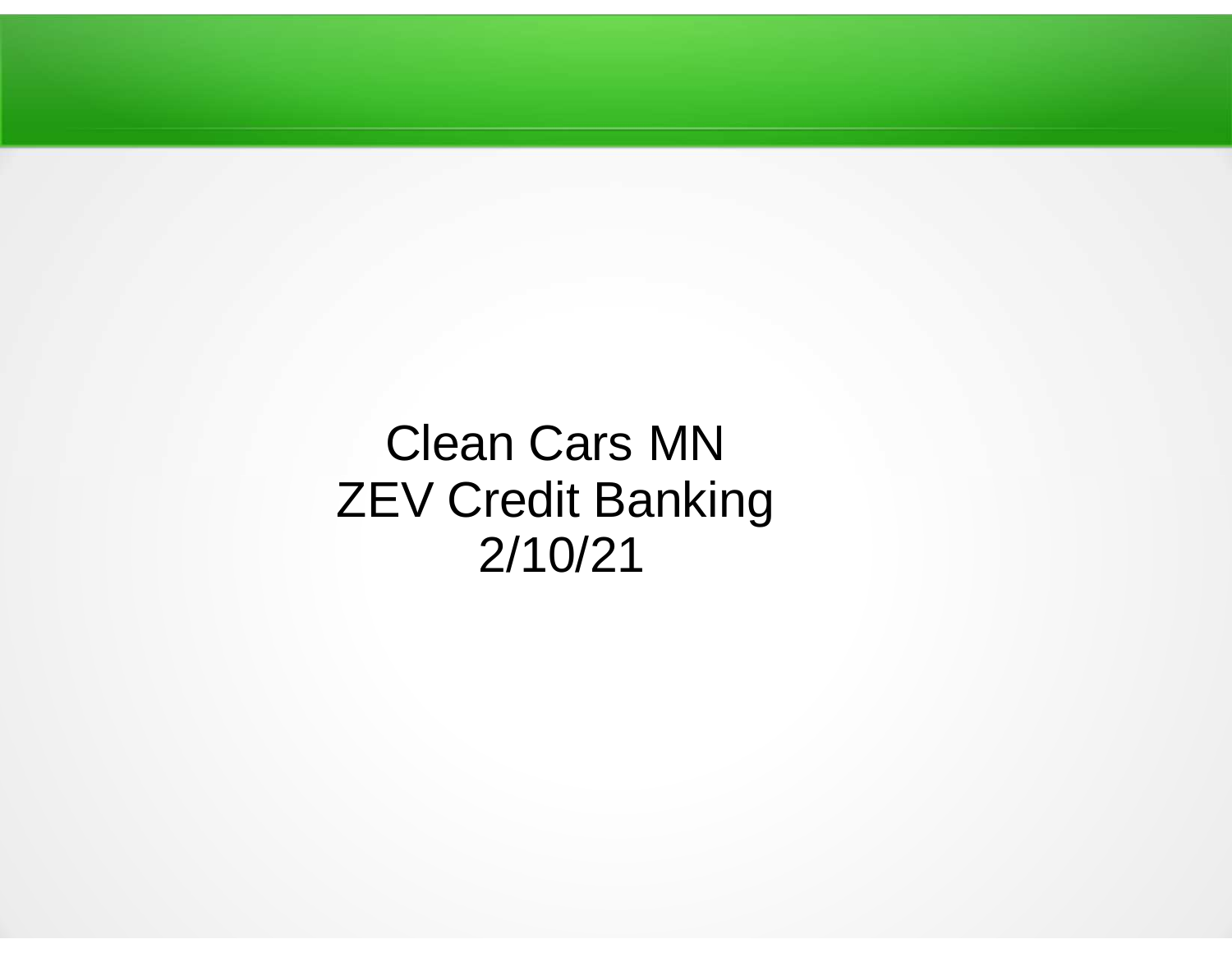# Clean Cars MN
# ZEV Credit Banking
# 2/10/21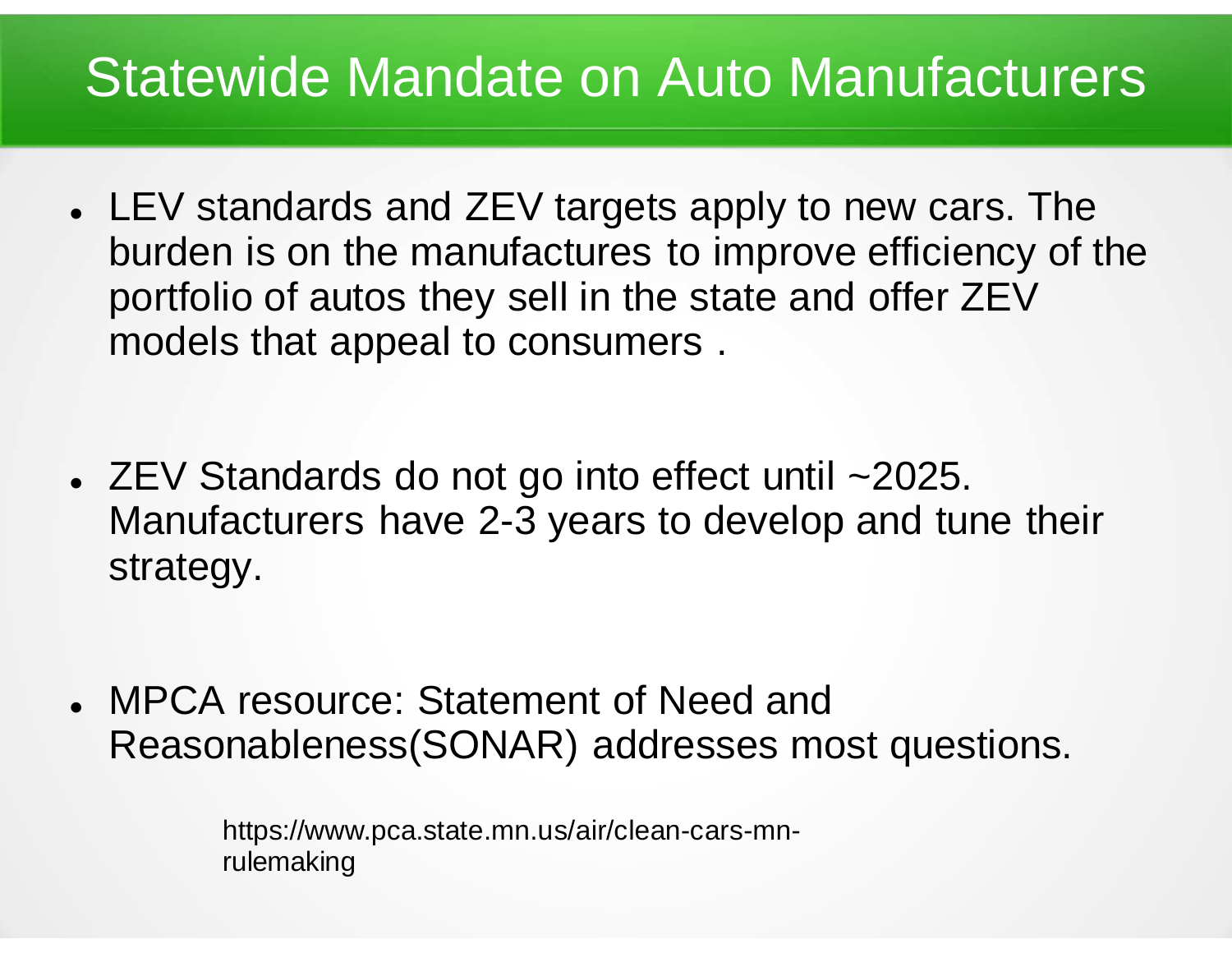# Statewide Mandate on Auto Manufacturers

- LEV standards and ZEV targets apply to new cars. The burden is on the manufactures to improve efficiency of the portfolio of autos they sell in the state and offer ZEV models that appeal to consumers .

- ZEV Standards do not go into effect until ~2025. Manufacturers have 2-3 years to develop and tune their strategy.

- MPCA resource: Statement of Need and Reasonableness(SONAR) addresses most questions.

  https://www.pca.state.mn.us/air/clean-cars-mn-rulemaking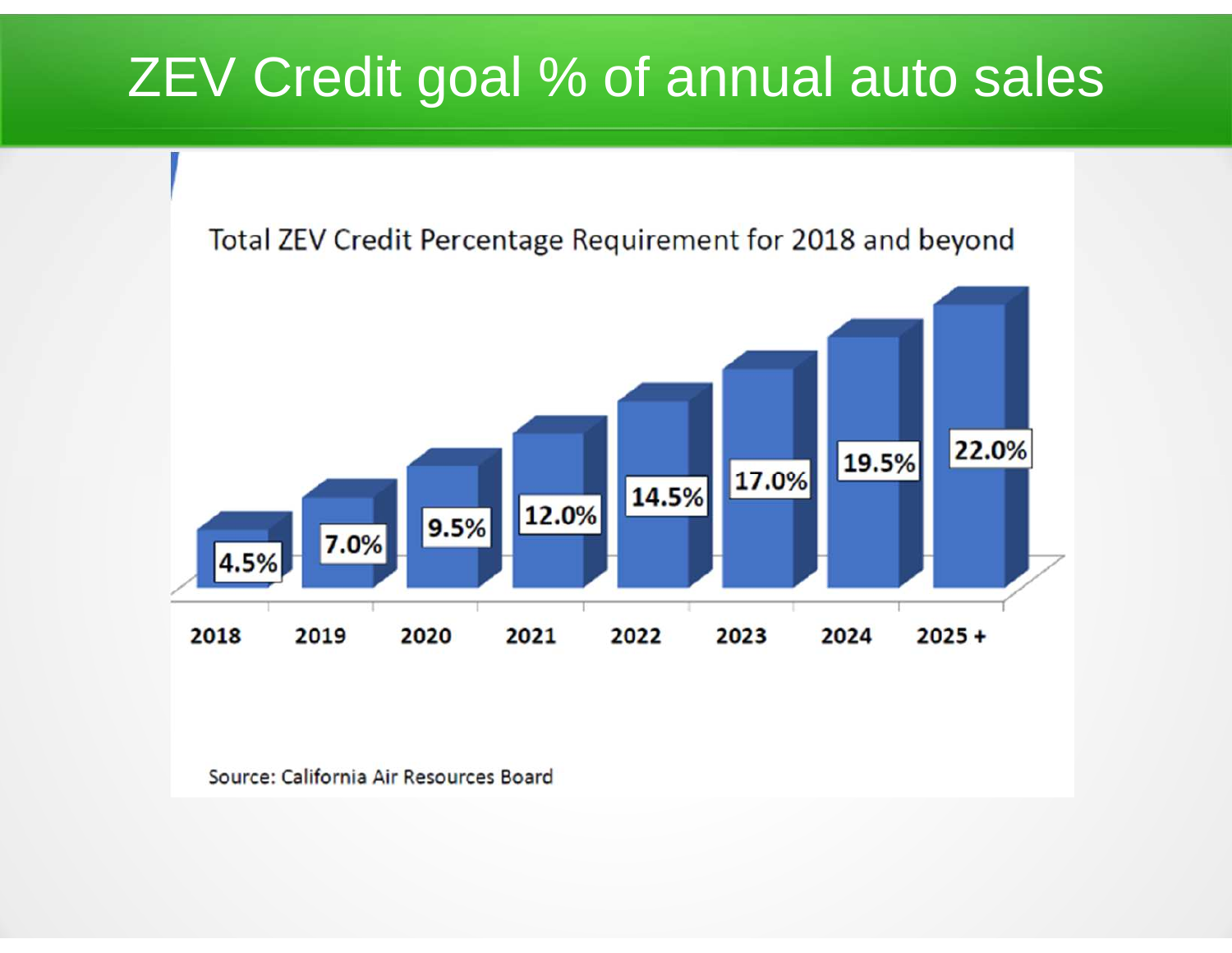# ZEV Credit goal % of annual auto sales

Total ZEV Credit Percentage Requirement for 2018 and beyond

| Year | Requirement |
|---|---|
| 2018 | 4.5% |
| 2019 | 7.0% |
| 2020 | 9.5% |
| 2021 | 12.0% |
| 2022 | 14.5% |
| 2023 | 17.0% |
| 2024 | 19.5% |
| 2025 + | 22.0% |

Source: California Air Resources Board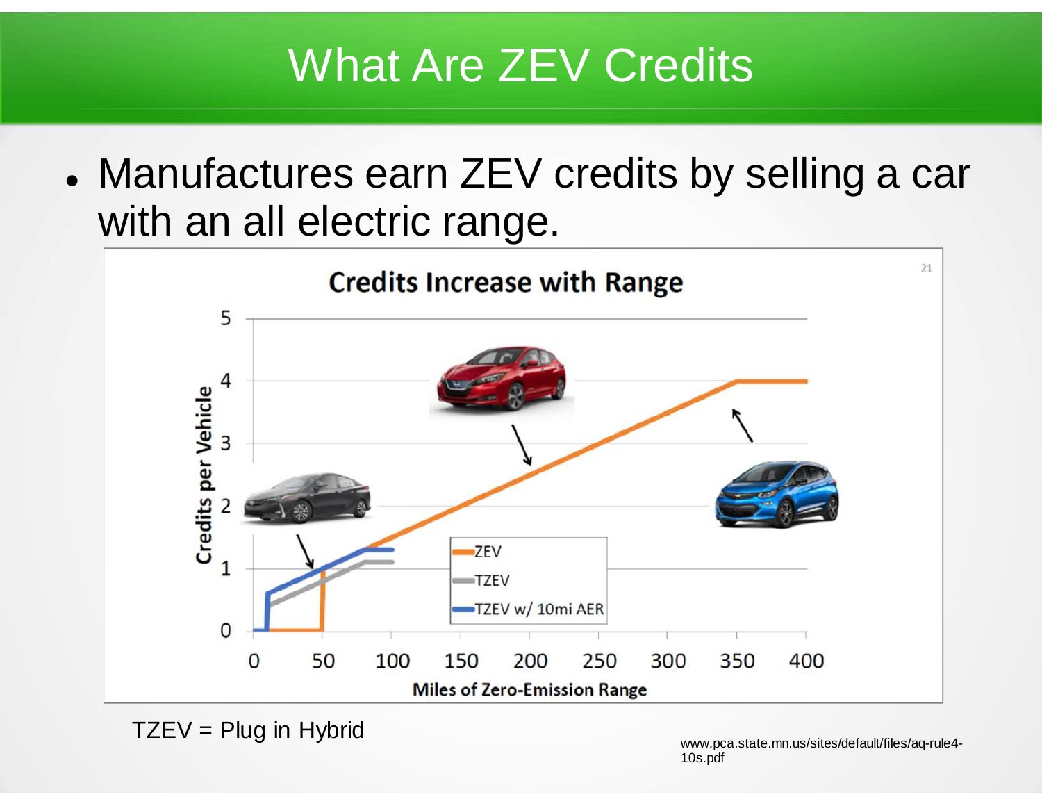# What Are ZEV Credits

- Manufactures earn ZEV credits by selling a car with an all electric range.

**Credits Increase with Range**

Credits per Vehicle (0–5) vs. Miles of Zero-Emission Range (0–400)

Legend: ZEV; TZEV; TZEV w/ 10mi AER

TZEV = Plug in Hybrid

www.pca.state.mn.us/sites/default/files/aq-rule4-10s.pdf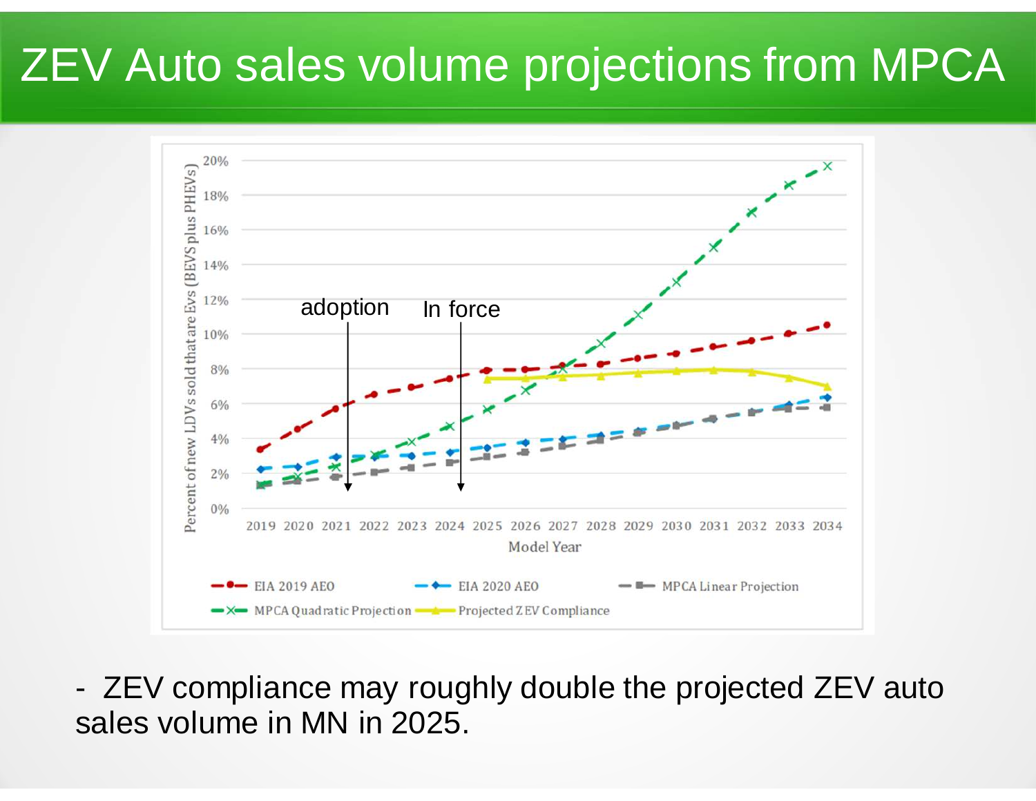# ZEV Auto sales volume projections from MPCA

- ZEV compliance may roughly double the projected ZEV auto sales volume in MN in 2025.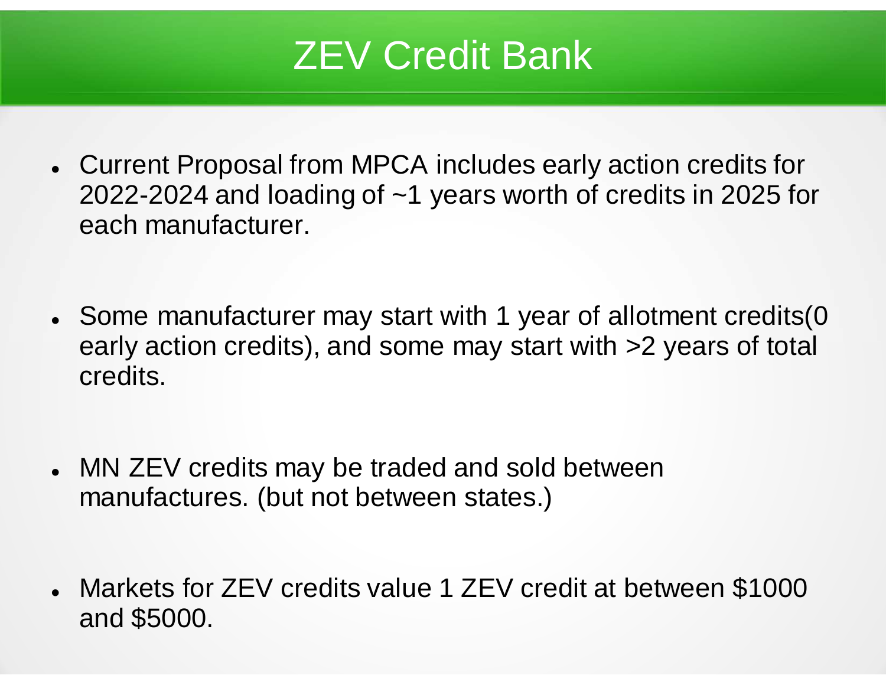# ZEV Credit Bank

- Current Proposal from MPCA includes early action credits for 2022-2024 and loading of ~1 years worth of credits in 2025 for each manufacturer.

- Some manufacturer may start with 1 year of allotment credits(0 early action credits), and some may start with >2 years of total credits.

- MN ZEV credits may be traded and sold between manufactures. (but not between states.)

- Markets for ZEV credits value 1 ZEV credit at between $1000 and $5000.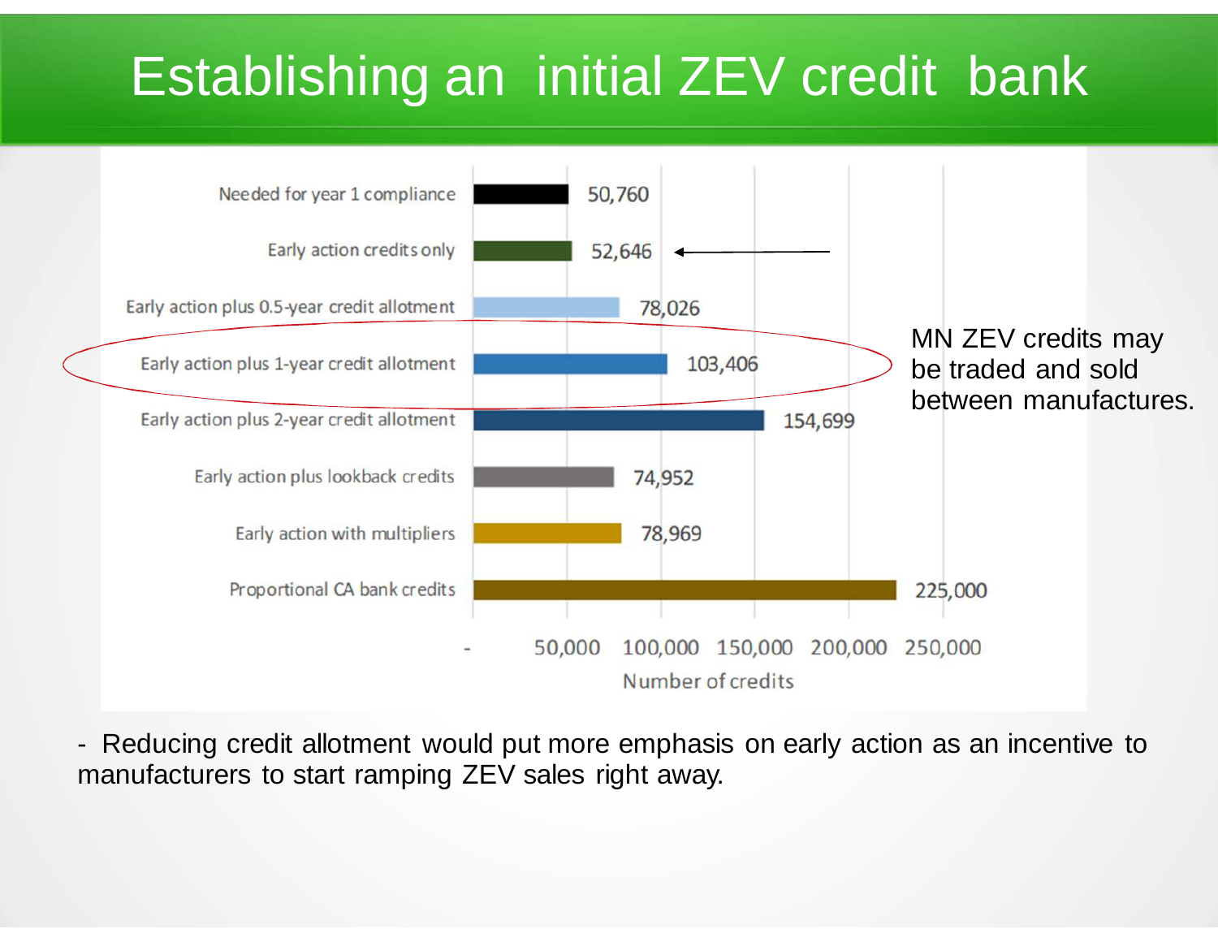# Establishing an initial ZEV credit bank

| | Number of credits |
|---|---|
| Needed for year 1 compliance | 50,760 |
| Early action credits only | 52,646 |
| Early action plus 0.5-year credit allotment | 78,026 |
| Early action plus 1-year credit allotment | 103,406 |
| Early action plus 2-year credit allotment | 154,699 |
| Early action plus lookback credits | 74,952 |
| Early action with multipliers | 78,969 |
| Proportional CA bank credits | 225,000 |

MN ZEV credits may be traded and sold between manufactures.

- Reducing credit allotment would put more emphasis on early action as an incentive to manufacturers to start ramping ZEV sales right away.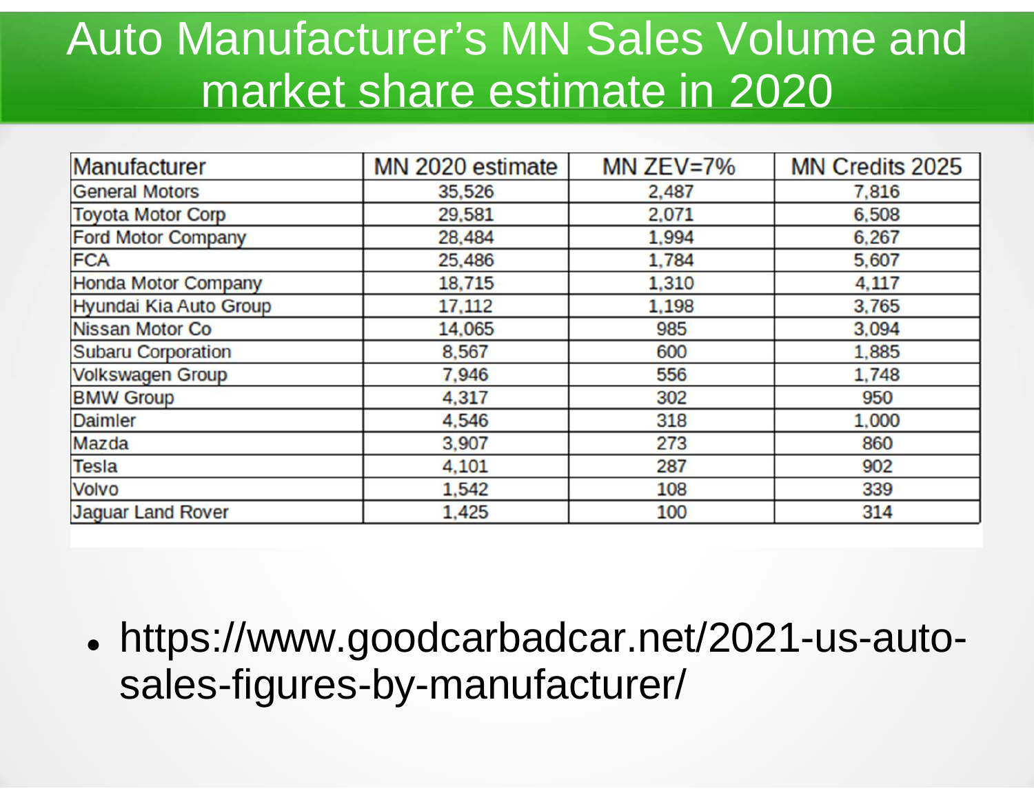# Auto Manufacturer's MN Sales Volume and market share estimate in 2020

| Manufacturer | MN 2020 estimate | MN ZEV=7% | MN Credits 2025 |
|---|---|---|---|
| General Motors | 35,526 | 2,487 | 7,816 |
| Toyota Motor Corp | 29,581 | 2,071 | 6,508 |
| Ford Motor Company | 28,484 | 1,994 | 6,267 |
| FCA | 25,486 | 1,784 | 5,607 |
| Honda Motor Company | 18,715 | 1,310 | 4,117 |
| Hyundai Kia Auto Group | 17,112 | 1,198 | 3,765 |
| Nissan Motor Co | 14,065 | 985 | 3,094 |
| Subaru Corporation | 8,567 | 600 | 1,885 |
| Volkswagen Group | 7,946 | 556 | 1,748 |
| BMW Group | 4,317 | 302 | 950 |
| Daimler | 4,546 | 318 | 1,000 |
| Mazda | 3,907 | 273 | 860 |
| Tesla | 4,101 | 287 | 902 |
| Volvo | 1,542 | 108 | 339 |
| Jaguar Land Rover | 1,425 | 100 | 314 |

- https://www.goodcarbadcar.net/2021-us-auto-sales-figures-by-manufacturer/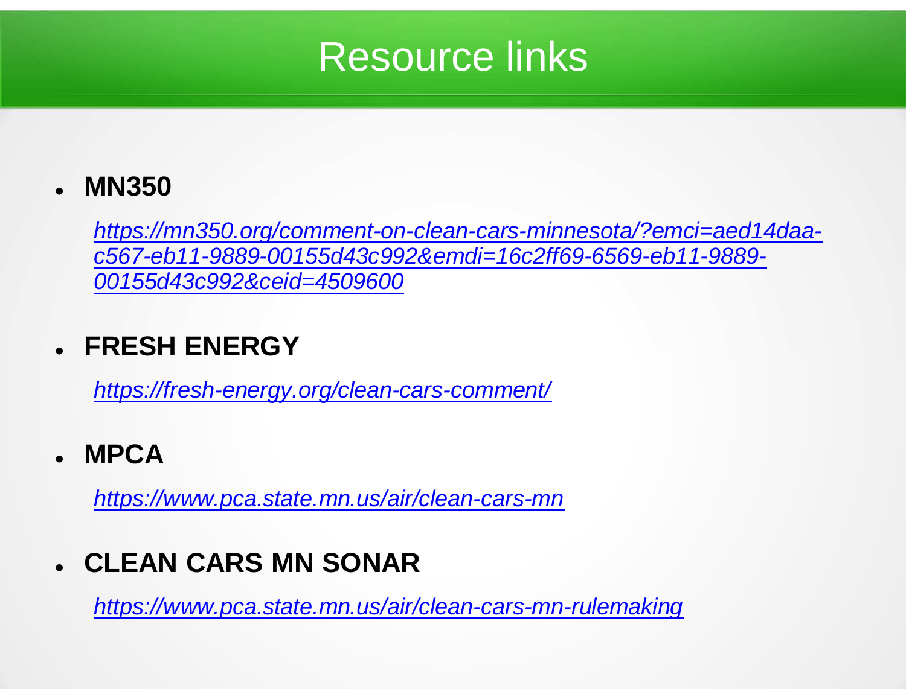# Resource links

- **MN350**

  *https://mn350.org/comment-on-clean-cars-minnesota/?emci=aed14daa-c567-eb11-9889-00155d43c992&emdi=16c2ff69-6569-eb11-9889-00155d43c992&ceid=4509600*

- **FRESH ENERGY**

  *https://fresh-energy.org/clean-cars-comment/*

- **MPCA**

  *https://www.pca.state.mn.us/air/clean-cars-mn*

- **CLEAN CARS MN SONAR**

  *https://www.pca.state.mn.us/air/clean-cars-mn-rulemaking*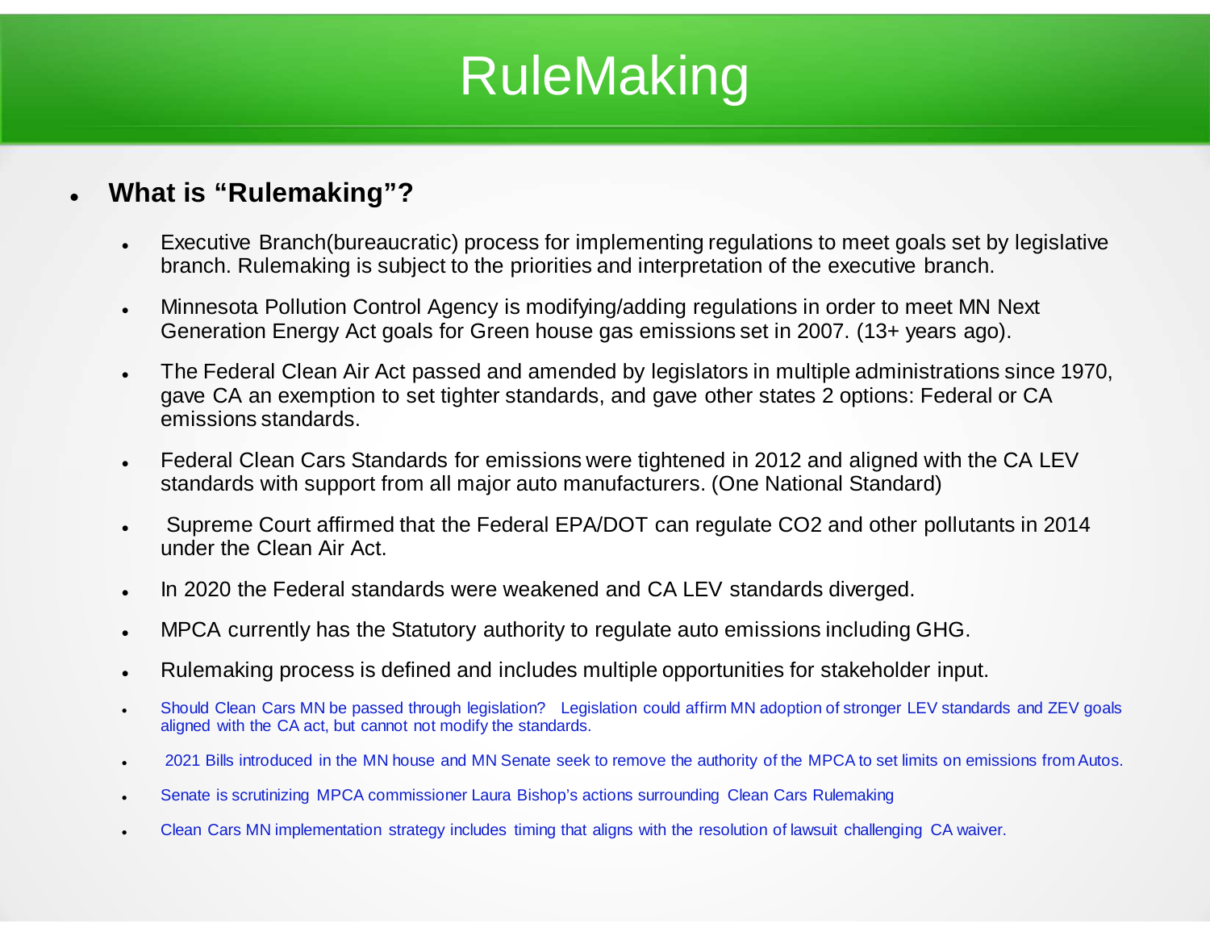# RuleMaking

- **What is "Rulemaking"?**
  - Executive Branch(bureaucratic) process for implementing regulations to meet goals set by legislative branch. Rulemaking is subject to the priorities and interpretation of the executive branch.
  - Minnesota Pollution Control Agency is modifying/adding regulations in order to meet MN Next Generation Energy Act goals for Green house gas emissions set in 2007. (13+ years ago).
  - The Federal Clean Air Act passed and amended by legislators in multiple administrations since 1970, gave CA an exemption to set tighter standards, and gave other states 2 options: Federal or CA emissions standards.
  - Federal Clean Cars Standards for emissions were tightened in 2012 and aligned with the CA LEV standards with support from all major auto manufacturers. (One National Standard)
  - Supreme Court affirmed that the Federal EPA/DOT can regulate CO2 and other pollutants in 2014 under the Clean Air Act.
  - In 2020 the Federal standards were weakened and CA LEV standards diverged.
  - MPCA currently has the Statutory authority to regulate auto emissions including GHG.
  - Rulemaking process is defined and includes multiple opportunities for stakeholder input.
  - Should Clean Cars MN be passed through legislation? Legislation could affirm MN adoption of stronger LEV standards and ZEV goals aligned with the CA act, but cannot not modify the standards.
  - 2021 Bills introduced in the MN house and MN Senate seek to remove the authority of the MPCA to set limits on emissions from Autos.
  - Senate is scrutinizing MPCA commissioner Laura Bishop's actions surrounding Clean Cars Rulemaking
  - Clean Cars MN implementation strategy includes timing that aligns with the resolution of lawsuit challenging CA waiver.